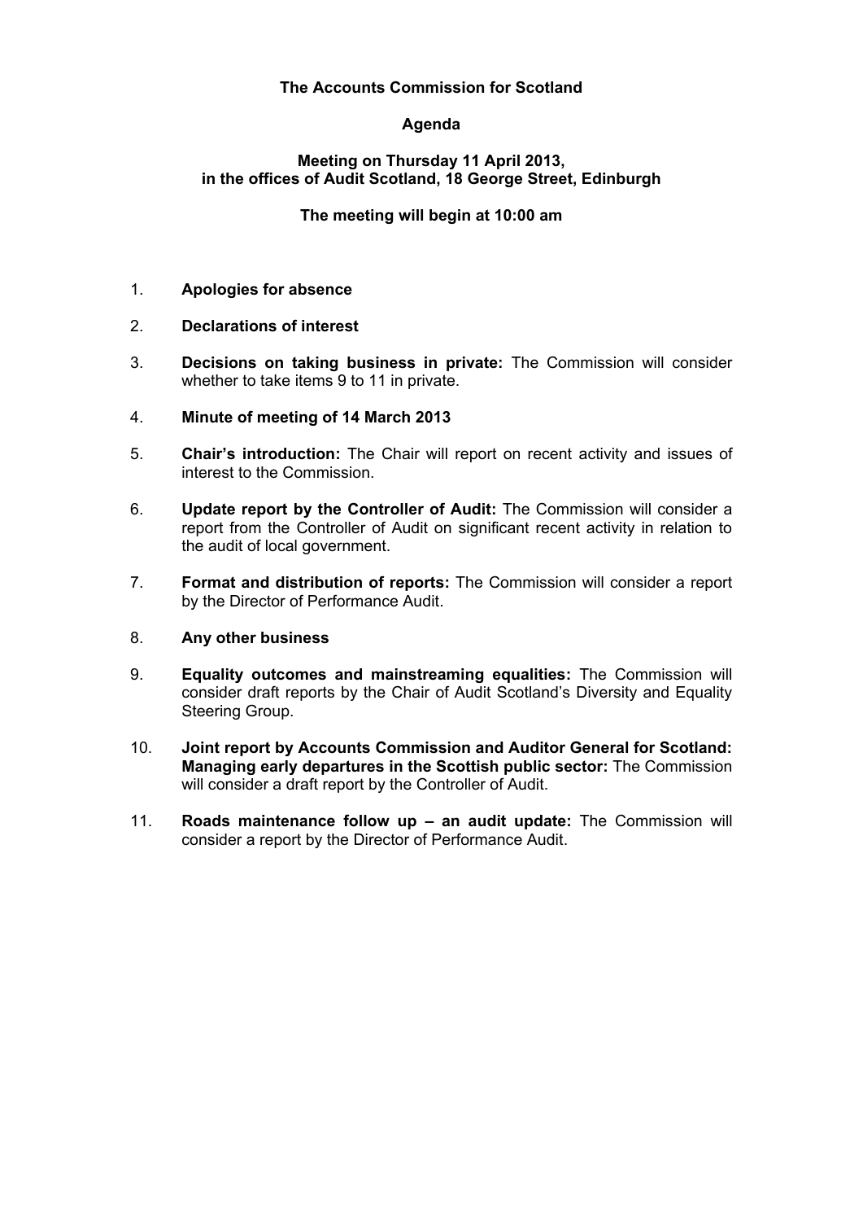**The Accounts Commission for Scotland**

**Agenda**

**Meeting on Thursday 11 April 2013,**
**in the offices of Audit Scotland, 18 George Street, Edinburgh**

**The meeting will begin at 10:00 am**

1. **Apologies for absence**

2. **Declarations of interest**

3. **Decisions on taking business in private:** The Commission will consider whether to take items 9 to 11 in private.

4. **Minute of meeting of 14 March 2013**

5. **Chair's introduction:** The Chair will report on recent activity and issues of interest to the Commission.

6. **Update report by the Controller of Audit:** The Commission will consider a report from the Controller of Audit on significant recent activity in relation to the audit of local government.

7. **Format and distribution of reports:** The Commission will consider a report by the Director of Performance Audit.

8. **Any other business**

9. **Equality outcomes and mainstreaming equalities:** The Commission will consider draft reports by the Chair of Audit Scotland's Diversity and Equality Steering Group.

10. **Joint report by Accounts Commission and Auditor General for Scotland: Managing early departures in the Scottish public sector:** The Commission will consider a draft report by the Controller of Audit.

11. **Roads maintenance follow up – an audit update:** The Commission will consider a report by the Director of Performance Audit.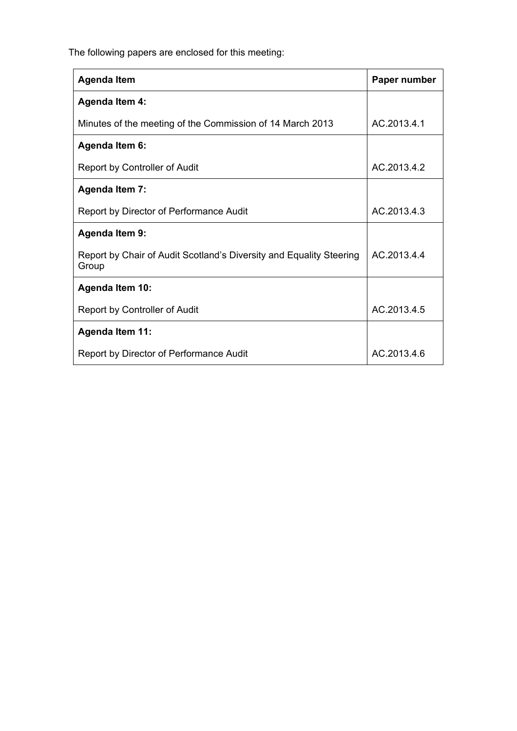The following papers are enclosed for this meeting:

| Agenda Item | Paper number |
|---|---|
| **Agenda Item 4:**<br><br>Minutes of the meeting of the Commission of 14 March 2013 | AC.2013.4.1 |
| **Agenda Item 6:**<br><br>Report by Controller of Audit | AC.2013.4.2 |
| **Agenda Item 7:**<br><br>Report by Director of Performance Audit | AC.2013.4.3 |
| **Agenda Item 9:**<br><br>Report by Chair of Audit Scotland's Diversity and Equality Steering Group | AC.2013.4.4 |
| **Agenda Item 10:**<br><br>Report by Controller of Audit | AC.2013.4.5 |
| **Agenda Item 11:**<br><br>Report by Director of Performance Audit | AC.2013.4.6 |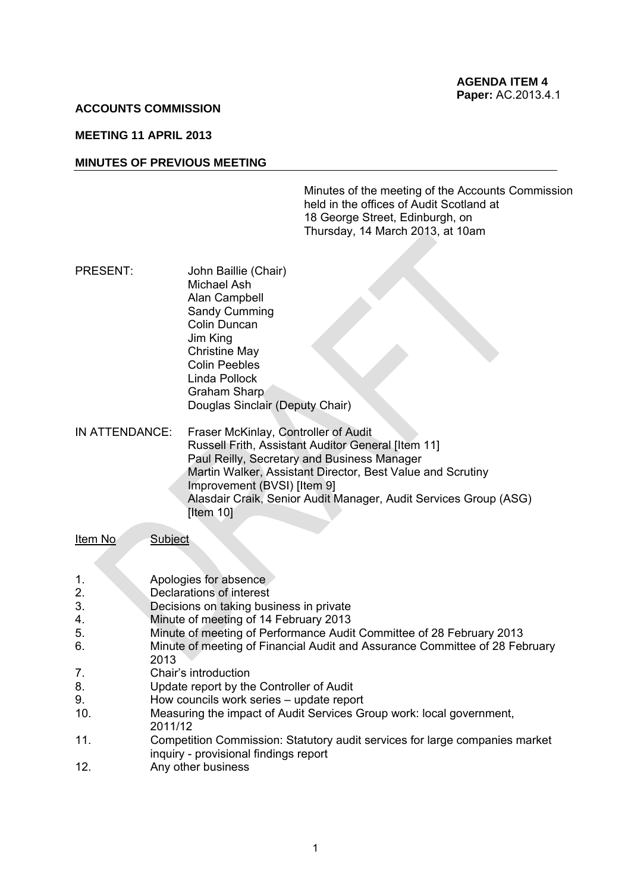**AGENDA ITEM 4**
**Paper:** AC.2013.4.1

**ACCOUNTS COMMISSION**

**MEETING 11 APRIL 2013**

**MINUTES OF PREVIOUS MEETING**

Minutes of the meeting of the Accounts Commission held in the offices of Audit Scotland at 18 George Street, Edinburgh, on Thursday, 14 March 2013, at 10am

PRESENT:
John Baillie (Chair)
Michael Ash
Alan Campbell
Sandy Cumming
Colin Duncan
Jim King
Christine May
Colin Peebles
Linda Pollock
Graham Sharp
Douglas Sinclair (Deputy Chair)

IN ATTENDANCE:
Fraser McKinlay, Controller of Audit
Russell Frith, Assistant Auditor General [Item 11]
Paul Reilly, Secretary and Business Manager
Martin Walker, Assistant Director, Best Value and Scrutiny Improvement (BVSI) [Item 9]
Alasdair Craik, Senior Audit Manager, Audit Services Group (ASG) [Item 10]

| Item No | Subject |
|---|---|
| 1. | Apologies for absence |
| 2. | Declarations of interest |
| 3. | Decisions on taking business in private |
| 4. | Minute of meeting of 14 February 2013 |
| 5. | Minute of meeting of Performance Audit Committee of 28 February 2013 |
| 6. | Minute of meeting of Financial Audit and Assurance Committee of 28 February 2013 |
| 7. | Chair's introduction |
| 8. | Update report by the Controller of Audit |
| 9. | How councils work series – update report |
| 10. | Measuring the impact of Audit Services Group work: local government, 2011/12 |
| 11. | Competition Commission: Statutory audit services for large companies market inquiry - provisional findings report |
| 12. | Any other business |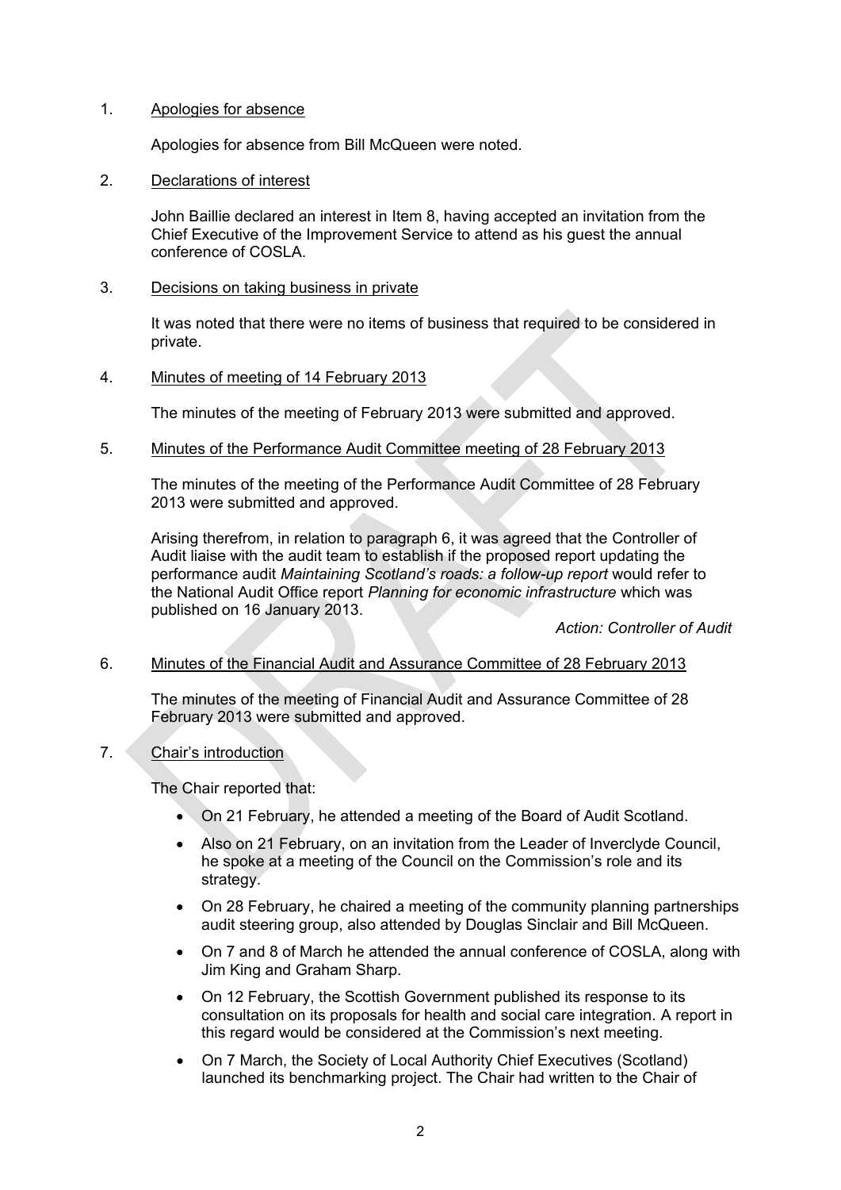1. Apologies for absence

   Apologies for absence from Bill McQueen were noted.

2. Declarations of interest

   John Baillie declared an interest in Item 8, having accepted an invitation from the Chief Executive of the Improvement Service to attend as his guest the annual conference of COSLA.

3. Decisions on taking business in private

   It was noted that there were no items of business that required to be considered in private.

4. Minutes of meeting of 14 February 2013

   The minutes of the meeting of February 2013 were submitted and approved.

5. Minutes of the Performance Audit Committee meeting of 28 February 2013

   The minutes of the meeting of the Performance Audit Committee of 28 February 2013 were submitted and approved.

   Arising therefrom, in relation to paragraph 6, it was agreed that the Controller of Audit liaise with the audit team to establish if the proposed report updating the performance audit *Maintaining Scotland's roads: a follow-up report* would refer to the National Audit Office report *Planning for economic infrastructure* which was published on 16 January 2013.

   *Action: Controller of Audit*

6. Minutes of the Financial Audit and Assurance Committee of 28 February 2013

   The minutes of the meeting of Financial Audit and Assurance Committee of 28 February 2013 were submitted and approved.

7. Chair's introduction

   The Chair reported that:

   - On 21 February, he attended a meeting of the Board of Audit Scotland.
   - Also on 21 February, on an invitation from the Leader of Inverclyde Council, he spoke at a meeting of the Council on the Commission's role and its strategy.
   - On 28 February, he chaired a meeting of the community planning partnerships audit steering group, also attended by Douglas Sinclair and Bill McQueen.
   - On 7 and 8 of March he attended the annual conference of COSLA, along with Jim King and Graham Sharp.
   - On 12 February, the Scottish Government published its response to its consultation on its proposals for health and social care integration. A report in this regard would be considered at the Commission's next meeting.
   - On 7 March, the Society of Local Authority Chief Executives (Scotland) launched its benchmarking project. The Chair had written to the Chair of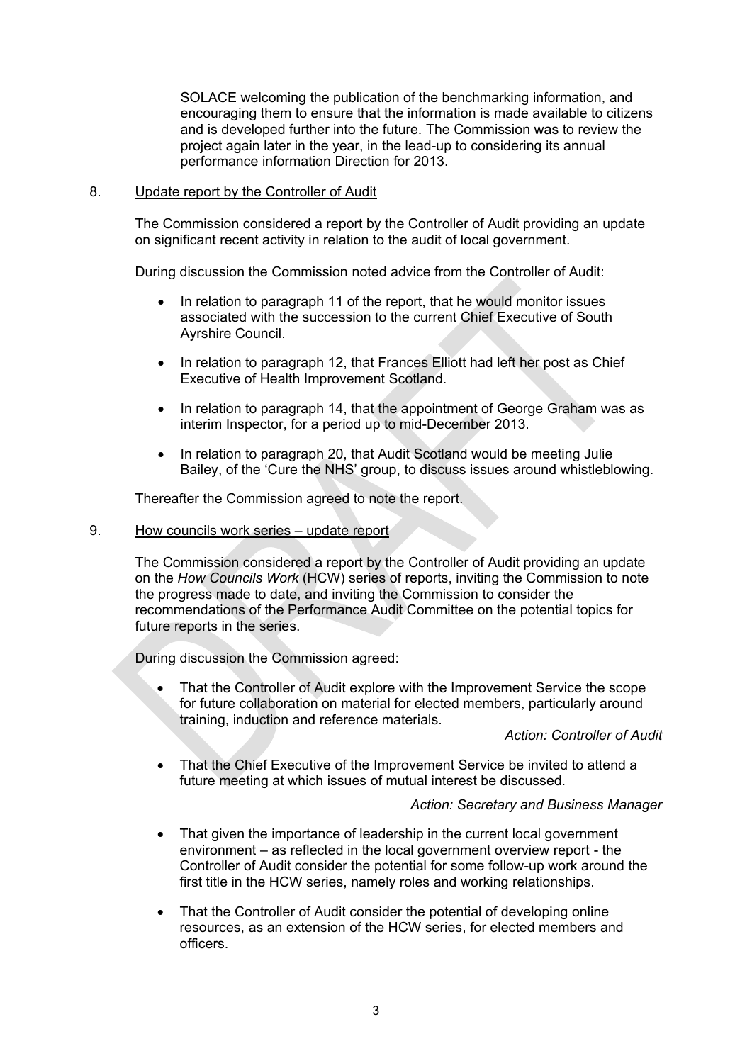SOLACE welcoming the publication of the benchmarking information, and encouraging them to ensure that the information is made available to citizens and is developed further into the future. The Commission was to review the project again later in the year, in the lead-up to considering its annual performance information Direction for 2013.

8. Update report by the Controller of Audit

The Commission considered a report by the Controller of Audit providing an update on significant recent activity in relation to the audit of local government.

During discussion the Commission noted advice from the Controller of Audit:

- In relation to paragraph 11 of the report, that he would monitor issues associated with the succession to the current Chief Executive of South Ayrshire Council.
- In relation to paragraph 12, that Frances Elliott had left her post as Chief Executive of Health Improvement Scotland.
- In relation to paragraph 14, that the appointment of George Graham was as interim Inspector, for a period up to mid-December 2013.
- In relation to paragraph 20, that Audit Scotland would be meeting Julie Bailey, of the 'Cure the NHS' group, to discuss issues around whistleblowing.

Thereafter the Commission agreed to note the report.

9. How councils work series – update report

The Commission considered a report by the Controller of Audit providing an update on the *How Councils Work* (HCW) series of reports, inviting the Commission to note the progress made to date, and inviting the Commission to consider the recommendations of the Performance Audit Committee on the potential topics for future reports in the series.

During discussion the Commission agreed:

- That the Controller of Audit explore with the Improvement Service the scope for future collaboration on material for elected members, particularly around training, induction and reference materials.

  *Action: Controller of Audit*

- That the Chief Executive of the Improvement Service be invited to attend a future meeting at which issues of mutual interest be discussed.

  *Action: Secretary and Business Manager*

- That given the importance of leadership in the current local government environment – as reflected in the local government overview report - the Controller of Audit consider the potential for some follow-up work around the first title in the HCW series, namely roles and working relationships.
- That the Controller of Audit consider the potential of developing online resources, as an extension of the HCW series, for elected members and officers.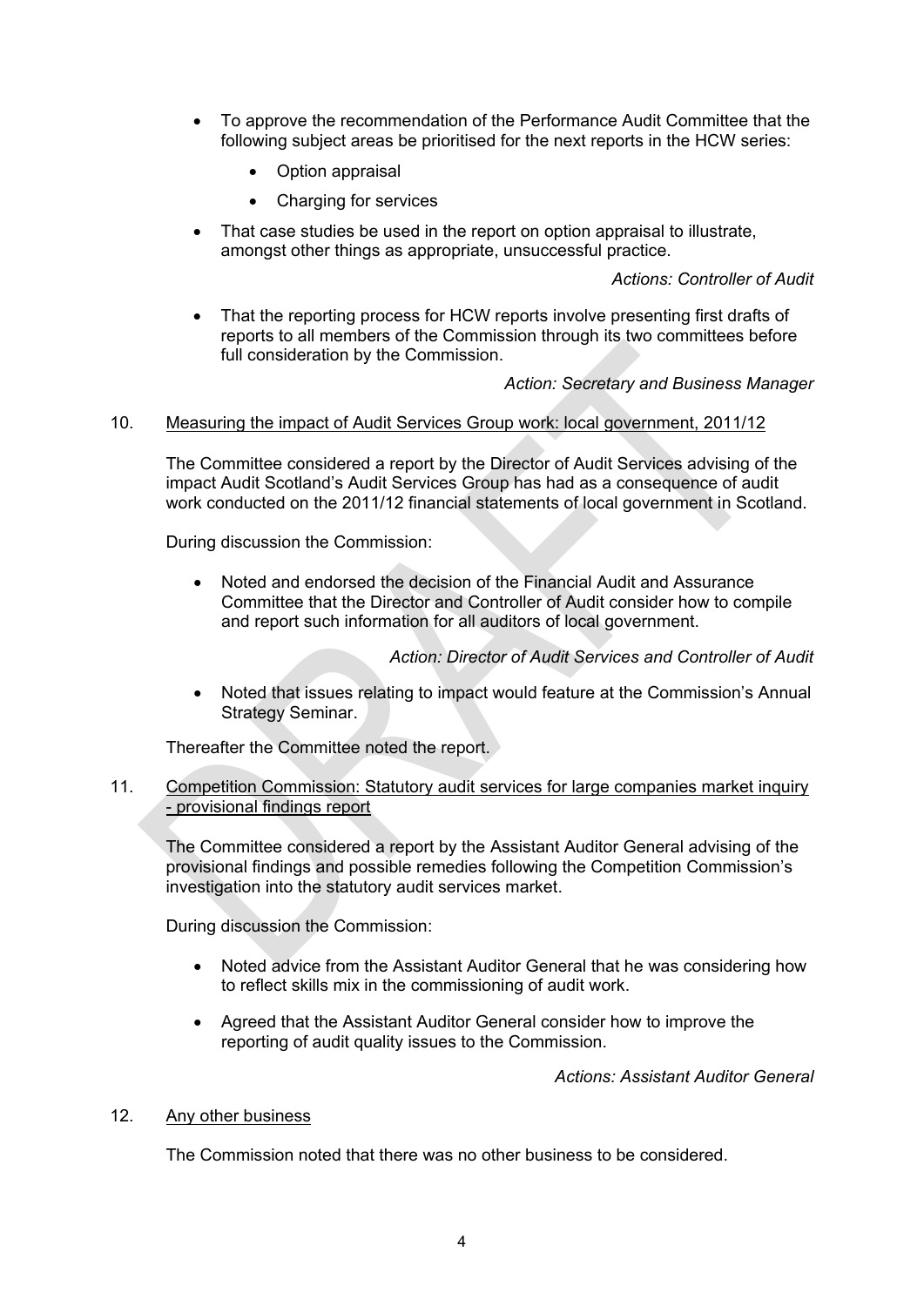- To approve the recommendation of the Performance Audit Committee that the following subject areas be prioritised for the next reports in the HCW series:
    - Option appraisal
    - Charging for services
- That case studies be used in the report on option appraisal to illustrate, amongst other things as appropriate, unsuccessful practice.

*Actions: Controller of Audit*

- That the reporting process for HCW reports involve presenting first drafts of reports to all members of the Commission through its two committees before full consideration by the Commission.

*Action: Secretary and Business Manager*

10. Measuring the impact of Audit Services Group work: local government, 2011/12

The Committee considered a report by the Director of Audit Services advising of the impact Audit Scotland's Audit Services Group has had as a consequence of audit work conducted on the 2011/12 financial statements of local government in Scotland.

During discussion the Commission:

- Noted and endorsed the decision of the Financial Audit and Assurance Committee that the Director and Controller of Audit consider how to compile and report such information for all auditors of local government.

*Action: Director of Audit Services and Controller of Audit*

- Noted that issues relating to impact would feature at the Commission's Annual Strategy Seminar.

Thereafter the Committee noted the report.

11. Competition Commission: Statutory audit services for large companies market inquiry - provisional findings report

The Committee considered a report by the Assistant Auditor General advising of the provisional findings and possible remedies following the Competition Commission's investigation into the statutory audit services market.

During discussion the Commission:

- Noted advice from the Assistant Auditor General that he was considering how to reflect skills mix in the commissioning of audit work.
- Agreed that the Assistant Auditor General consider how to improve the reporting of audit quality issues to the Commission.

*Actions: Assistant Auditor General*

12. Any other business

The Commission noted that there was no other business to be considered.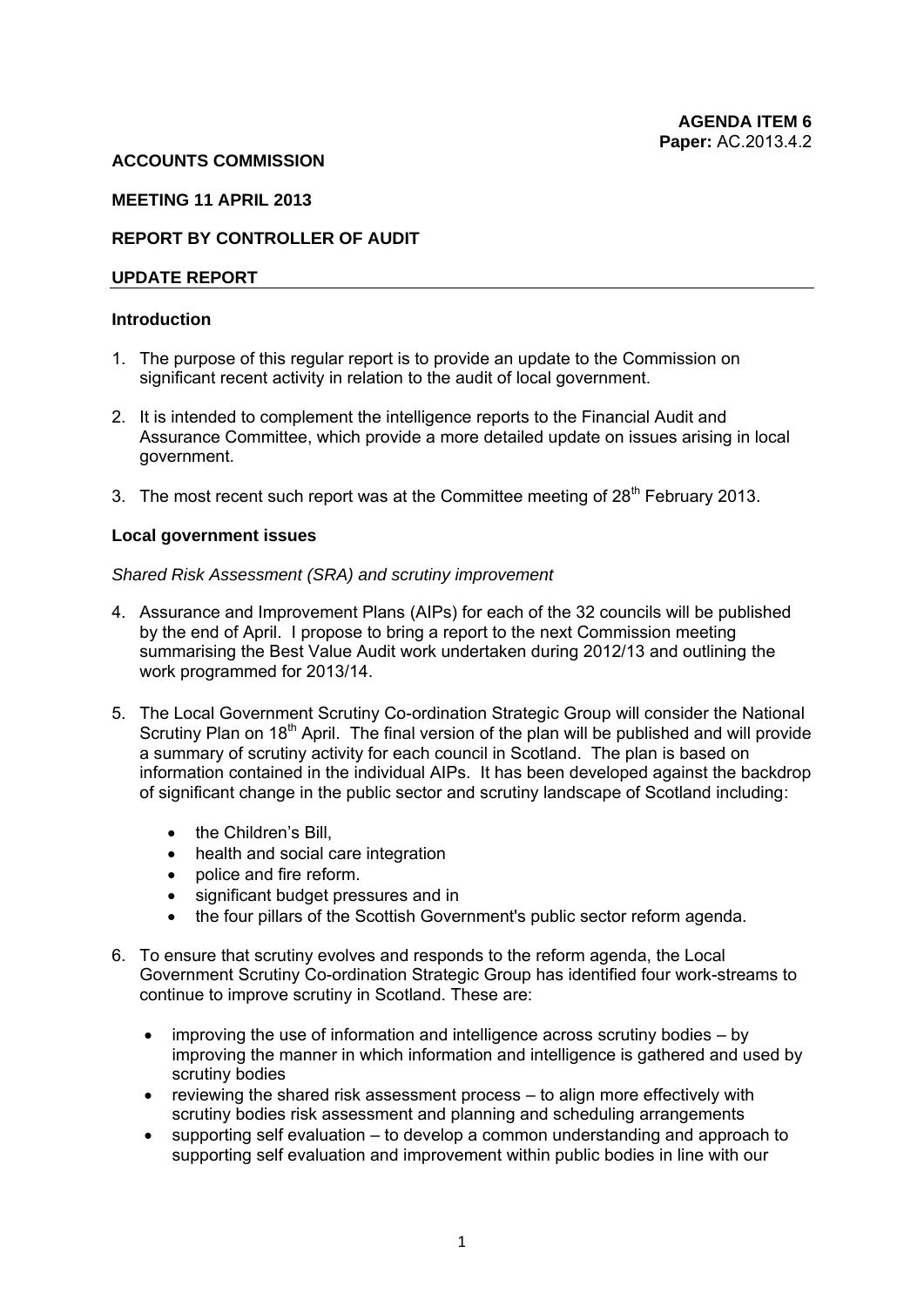**AGENDA ITEM 6**
**Paper:** AC.2013.4.2

**ACCOUNTS COMMISSION**

**MEETING 11 APRIL 2013**

**REPORT BY CONTROLLER OF AUDIT**

**UPDATE REPORT**

## Introduction

1. The purpose of this regular report is to provide an update to the Commission on significant recent activity in relation to the audit of local government.

2. It is intended to complement the intelligence reports to the Financial Audit and Assurance Committee, which provide a more detailed update on issues arising in local government.

3. The most recent such report was at the Committee meeting of 28th February 2013.

## Local government issues

*Shared Risk Assessment (SRA) and scrutiny improvement*

4. Assurance and Improvement Plans (AIPs) for each of the 32 councils will be published by the end of April. I propose to bring a report to the next Commission meeting summarising the Best Value Audit work undertaken during 2012/13 and outlining the work programmed for 2013/14.

5. The Local Government Scrutiny Co-ordination Strategic Group will consider the National Scrutiny Plan on 18th April. The final version of the plan will be published and will provide a summary of scrutiny activity for each council in Scotland. The plan is based on information contained in the individual AIPs. It has been developed against the backdrop of significant change in the public sector and scrutiny landscape of Scotland including:

   - the Children's Bill,
   - health and social care integration
   - police and fire reform.
   - significant budget pressures and in
   - the four pillars of the Scottish Government's public sector reform agenda.

6. To ensure that scrutiny evolves and responds to the reform agenda, the Local Government Scrutiny Co-ordination Strategic Group has identified four work-streams to continue to improve scrutiny in Scotland. These are:

   - improving the use of information and intelligence across scrutiny bodies – by improving the manner in which information and intelligence is gathered and used by scrutiny bodies
   - reviewing the shared risk assessment process – to align more effectively with scrutiny bodies risk assessment and planning and scheduling arrangements
   - supporting self evaluation – to develop a common understanding and approach to supporting self evaluation and improvement within public bodies in line with our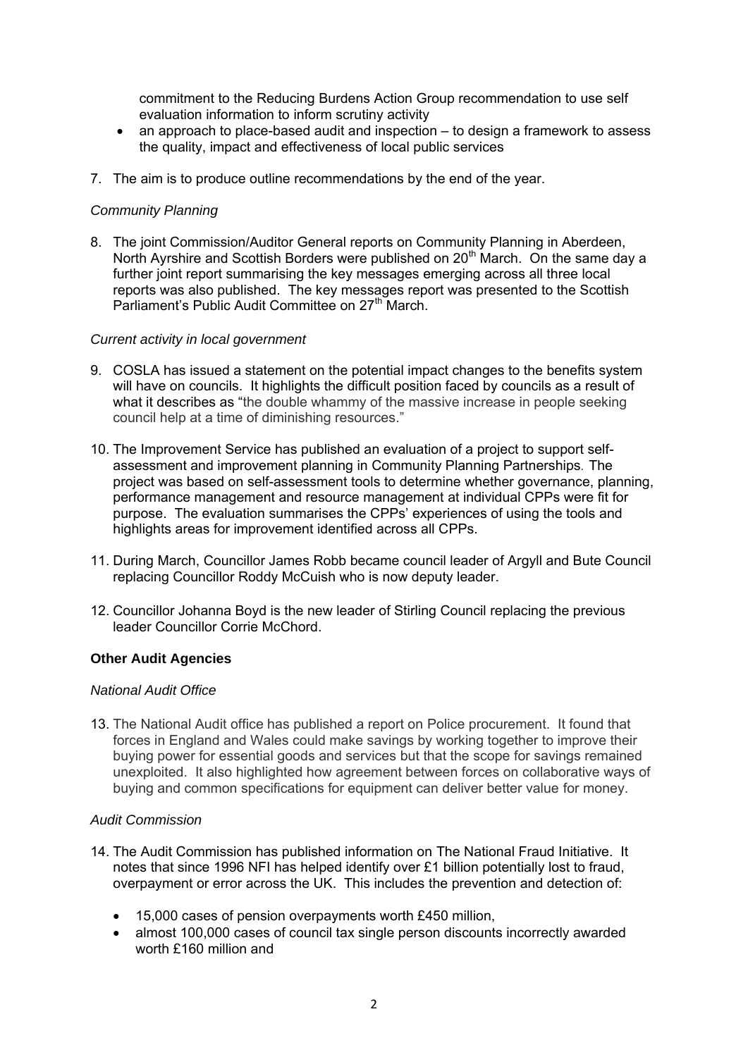commitment to the Reducing Burdens Action Group recommendation to use self evaluation information to inform scrutiny activity
- an approach to place-based audit and inspection – to design a framework to assess the quality, impact and effectiveness of local public services

7. The aim is to produce outline recommendations by the end of the year.

*Community Planning*

8. The joint Commission/Auditor General reports on Community Planning in Aberdeen, North Ayrshire and Scottish Borders were published on 20th March. On the same day a further joint report summarising the key messages emerging across all three local reports was also published. The key messages report was presented to the Scottish Parliament's Public Audit Committee on 27th March.

*Current activity in local government*

9. COSLA has issued a statement on the potential impact changes to the benefits system will have on councils. It highlights the difficult position faced by councils as a result of what it describes as "the double whammy of the massive increase in people seeking council help at a time of diminishing resources."

10. The Improvement Service has published an evaluation of a project to support self-assessment and improvement planning in Community Planning Partnerships. The project was based on self-assessment tools to determine whether governance, planning, performance management and resource management at individual CPPs were fit for purpose. The evaluation summarises the CPPs' experiences of using the tools and highlights areas for improvement identified across all CPPs.

11. During March, Councillor James Robb became council leader of Argyll and Bute Council replacing Councillor Roddy McCuish who is now deputy leader.

12. Councillor Johanna Boyd is the new leader of Stirling Council replacing the previous leader Councillor Corrie McChord.

**Other Audit Agencies**

*National Audit Office*

13. The National Audit office has published a report on Police procurement. It found that forces in England and Wales could make savings by working together to improve their buying power for essential goods and services but that the scope for savings remained unexploited. It also highlighted how agreement between forces on collaborative ways of buying and common specifications for equipment can deliver better value for money.

*Audit Commission*

14. The Audit Commission has published information on The National Fraud Initiative. It notes that since 1996 NFI has helped identify over £1 billion potentially lost to fraud, overpayment or error across the UK. This includes the prevention and detection of:

    - 15,000 cases of pension overpayments worth £450 million,
    - almost 100,000 cases of council tax single person discounts incorrectly awarded worth £160 million and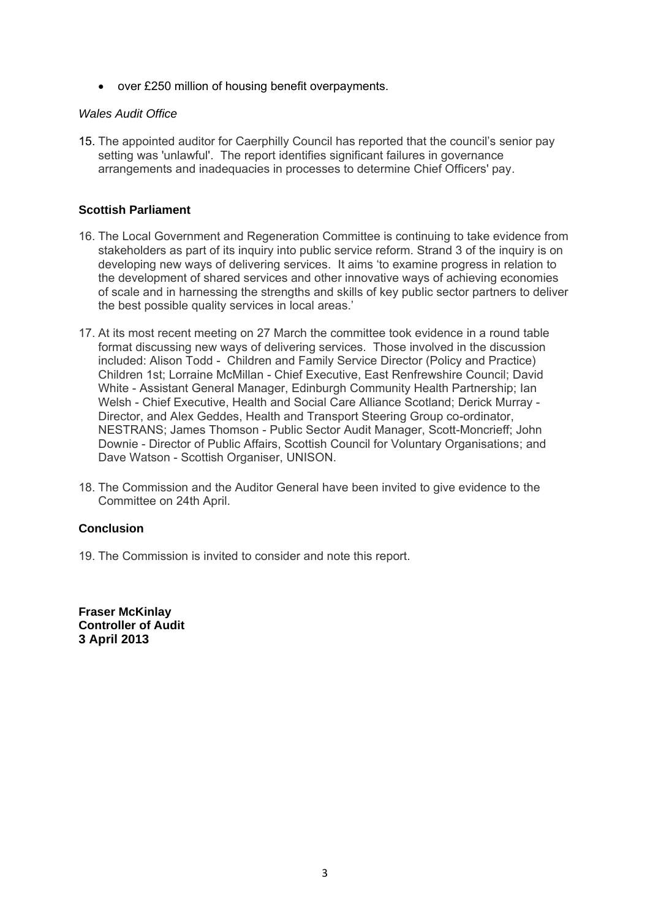- over £250 million of housing benefit overpayments.

*Wales Audit Office*

15. The appointed auditor for Caerphilly Council has reported that the council's senior pay setting was 'unlawful'. The report identifies significant failures in governance arrangements and inadequacies in processes to determine Chief Officers' pay.

**Scottish Parliament**

16. The Local Government and Regeneration Committee is continuing to take evidence from stakeholders as part of its inquiry into public service reform. Strand 3 of the inquiry is on developing new ways of delivering services. It aims 'to examine progress in relation to the development of shared services and other innovative ways of achieving economies of scale and in harnessing the strengths and skills of key public sector partners to deliver the best possible quality services in local areas.'

17. At its most recent meeting on 27 March the committee took evidence in a round table format discussing new ways of delivering services. Those involved in the discussion included: Alison Todd - Children and Family Service Director (Policy and Practice) Children 1st; Lorraine McMillan - Chief Executive, East Renfrewshire Council; David White - Assistant General Manager, Edinburgh Community Health Partnership; Ian Welsh - Chief Executive, Health and Social Care Alliance Scotland; Derick Murray - Director, and Alex Geddes, Health and Transport Steering Group co-ordinator, NESTRANS; James Thomson - Public Sector Audit Manager, Scott-Moncrieff; John Downie - Director of Public Affairs, Scottish Council for Voluntary Organisations; and Dave Watson - Scottish Organiser, UNISON.

18. The Commission and the Auditor General have been invited to give evidence to the Committee on 24th April.

**Conclusion**

19. The Commission is invited to consider and note this report.

**Fraser McKinlay**
**Controller of Audit**
**3 April 2013**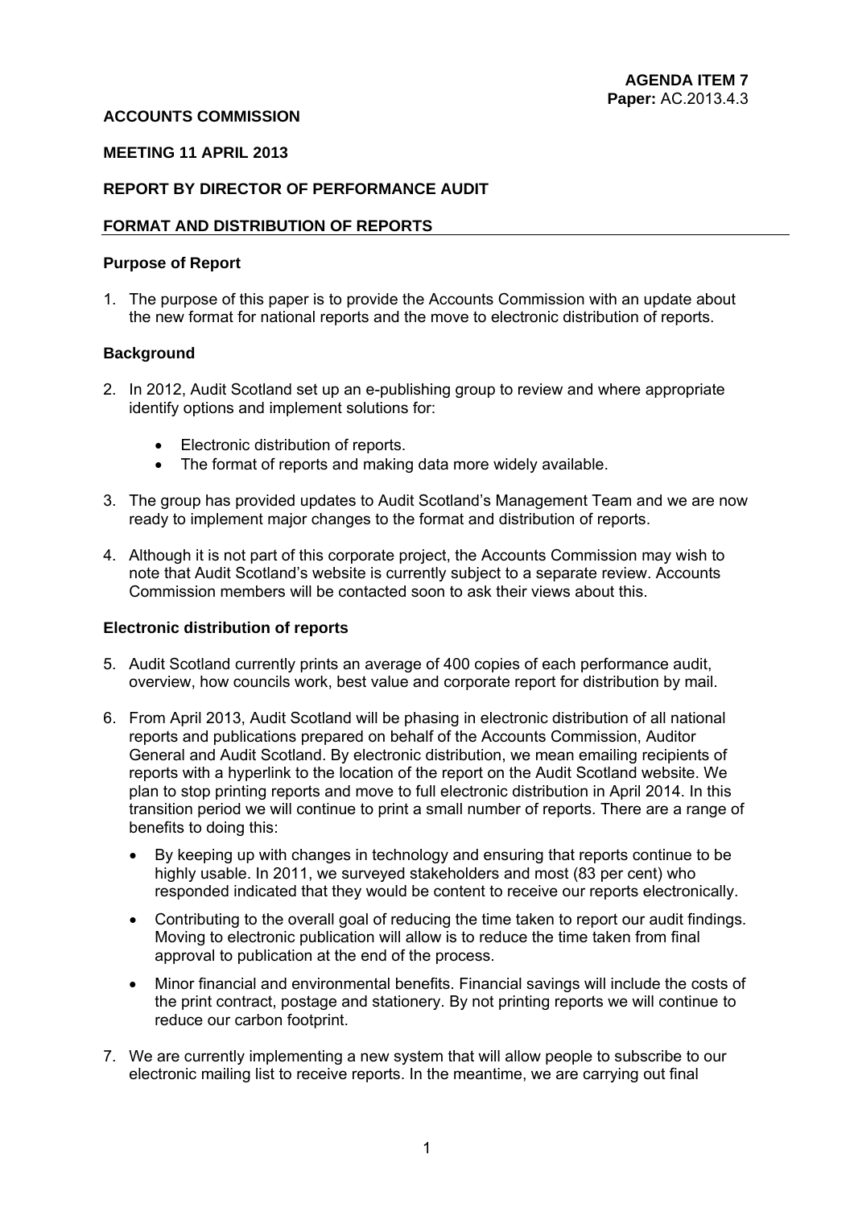**AGENDA ITEM 7**
**Paper:** AC.2013.4.3

**ACCOUNTS COMMISSION**

**MEETING 11 APRIL 2013**

**REPORT BY DIRECTOR OF PERFORMANCE AUDIT**

## FORMAT AND DISTRIBUTION OF REPORTS

### Purpose of Report

1. The purpose of this paper is to provide the Accounts Commission with an update about the new format for national reports and the move to electronic distribution of reports.

### Background

2. In 2012, Audit Scotland set up an e-publishing group to review and where appropriate identify options and implement solutions for:

   - Electronic distribution of reports.
   - The format of reports and making data more widely available.

3. The group has provided updates to Audit Scotland's Management Team and we are now ready to implement major changes to the format and distribution of reports.

4. Although it is not part of this corporate project, the Accounts Commission may wish to note that Audit Scotland's website is currently subject to a separate review. Accounts Commission members will be contacted soon to ask their views about this.

### Electronic distribution of reports

5. Audit Scotland currently prints an average of 400 copies of each performance audit, overview, how councils work, best value and corporate report for distribution by mail.

6. From April 2013, Audit Scotland will be phasing in electronic distribution of all national reports and publications prepared on behalf of the Accounts Commission, Auditor General and Audit Scotland. By electronic distribution, we mean emailing recipients of reports with a hyperlink to the location of the report on the Audit Scotland website. We plan to stop printing reports and move to full electronic distribution in April 2014. In this transition period we will continue to print a small number of reports. There are a range of benefits to doing this:

   - By keeping up with changes in technology and ensuring that reports continue to be highly usable. In 2011, we surveyed stakeholders and most (83 per cent) who responded indicated that they would be content to receive our reports electronically.

   - Contributing to the overall goal of reducing the time taken to report our audit findings. Moving to electronic publication will allow is to reduce the time taken from final approval to publication at the end of the process.

   - Minor financial and environmental benefits. Financial savings will include the costs of the print contract, postage and stationery. By not printing reports we will continue to reduce our carbon footprint.

7. We are currently implementing a new system that will allow people to subscribe to our electronic mailing list to receive reports. In the meantime, we are carrying out final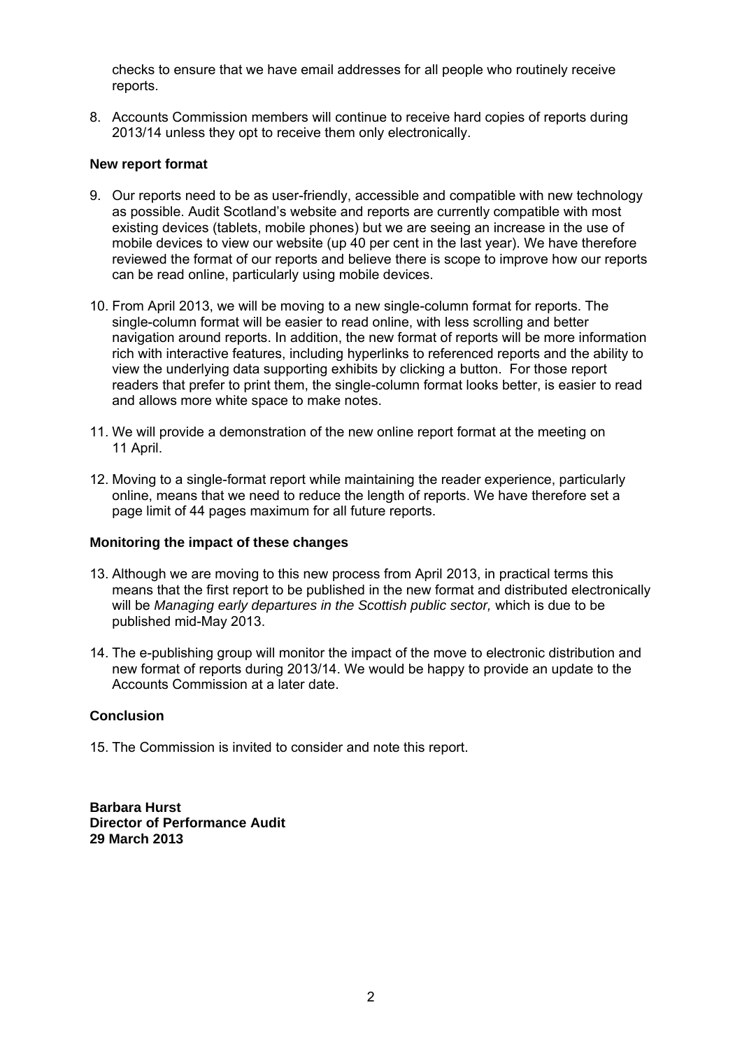checks to ensure that we have email addresses for all people who routinely receive reports.

8. Accounts Commission members will continue to receive hard copies of reports during 2013/14 unless they opt to receive them only electronically.

**New report format**

9. Our reports need to be as user-friendly, accessible and compatible with new technology as possible. Audit Scotland's website and reports are currently compatible with most existing devices (tablets, mobile phones) but we are seeing an increase in the use of mobile devices to view our website (up 40 per cent in the last year). We have therefore reviewed the format of our reports and believe there is scope to improve how our reports can be read online, particularly using mobile devices.

10. From April 2013, we will be moving to a new single-column format for reports. The single-column format will be easier to read online, with less scrolling and better navigation around reports. In addition, the new format of reports will be more information rich with interactive features, including hyperlinks to referenced reports and the ability to view the underlying data supporting exhibits by clicking a button. For those report readers that prefer to print them, the single-column format looks better, is easier to read and allows more white space to make notes.

11. We will provide a demonstration of the new online report format at the meeting on 11 April.

12. Moving to a single-format report while maintaining the reader experience, particularly online, means that we need to reduce the length of reports. We have therefore set a page limit of 44 pages maximum for all future reports.

**Monitoring the impact of these changes**

13. Although we are moving to this new process from April 2013, in practical terms this means that the first report to be published in the new format and distributed electronically will be *Managing early departures in the Scottish public sector,* which is due to be published mid-May 2013.

14. The e-publishing group will monitor the impact of the move to electronic distribution and new format of reports during 2013/14. We would be happy to provide an update to the Accounts Commission at a later date.

**Conclusion**

15. The Commission is invited to consider and note this report.

**Barbara Hurst**
**Director of Performance Audit**
**29 March 2013**